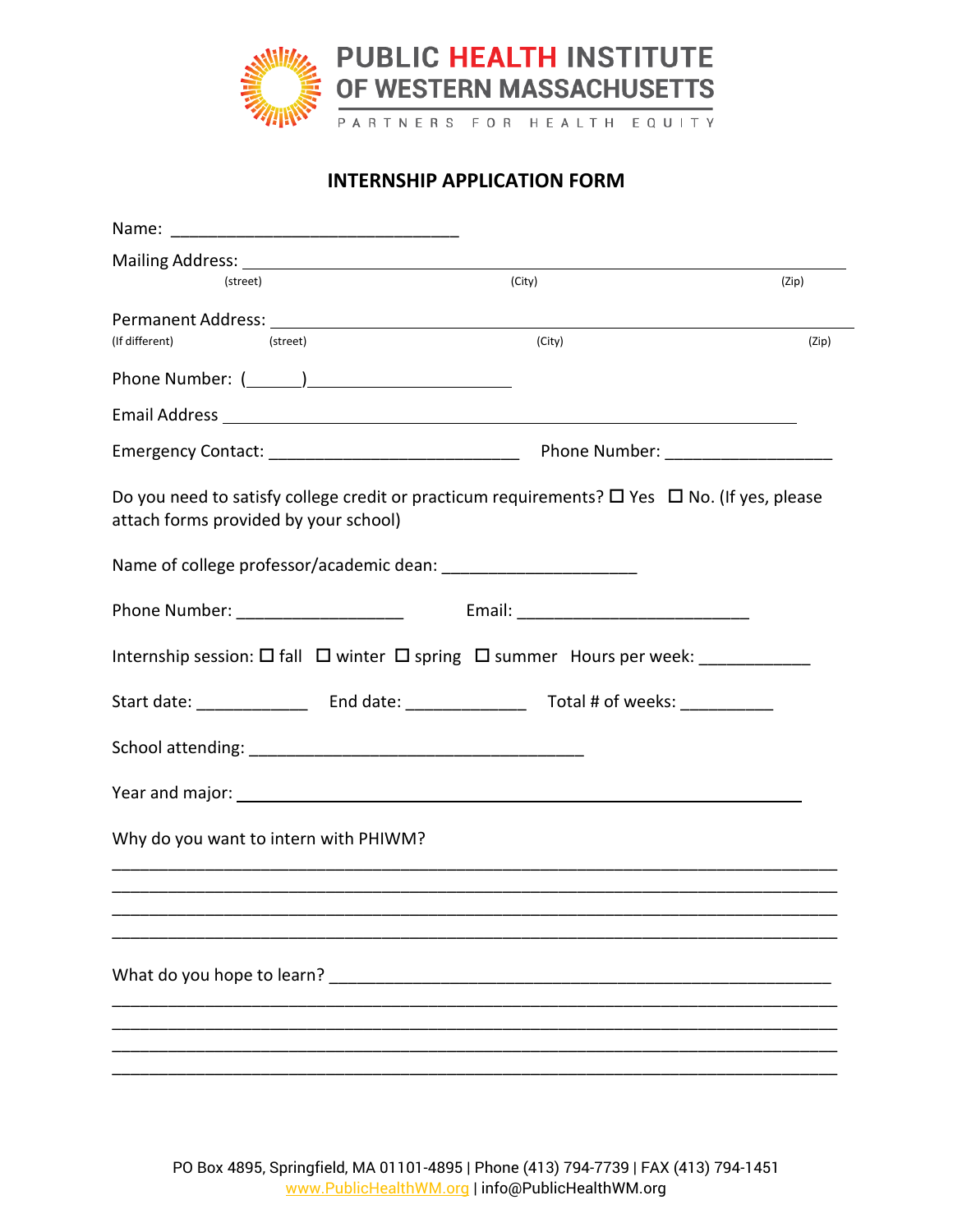**PUBLIC HEALTH INSTITUTE OF WESTERN MASSACHUSETTS**

PARTNERS FOR HEALTH EQUITY

## INTERNSHIP APPLICATION FORM

Name: _______________________________

Mailing Address: ______________________________________________________________
(street) (City) (Zip)

Permanent Address: ______________________________________________________________
(If different) (street) (City) (Zip)

Phone Number: (______)______________________

Email Address ______________________________________________________________

Emergency Contact: ___________________________ Phone Number: __________________

Do you need to satisfy college credit or practicum requirements? ☐ Yes ☐ No. (If yes, please attach forms provided by your school)

Name of college professor/academic dean: _____________________

Phone Number: __________________ Email: _________________________

Internship session: ☐ fall ☐ winter ☐ spring ☐ summer Hours per week: ____________

Start date: ____________ End date: _____________ Total # of weeks: __________

School attending: _____________________________________

Year and major: ______________________________________________________________

Why do you want to intern with PHIWM?

______________________________________________________________________________

______________________________________________________________________________

______________________________________________________________________________

______________________________________________________________________________

What do you hope to learn? _____________________________________________________

______________________________________________________________________________

______________________________________________________________________________

______________________________________________________________________________

______________________________________________________________________________

PO Box 4895, Springfield, MA 01101-4895 | Phone (413) 794-7739 | FAX (413) 794-1451
www.PublicHealthWM.org | info@PublicHealthWM.org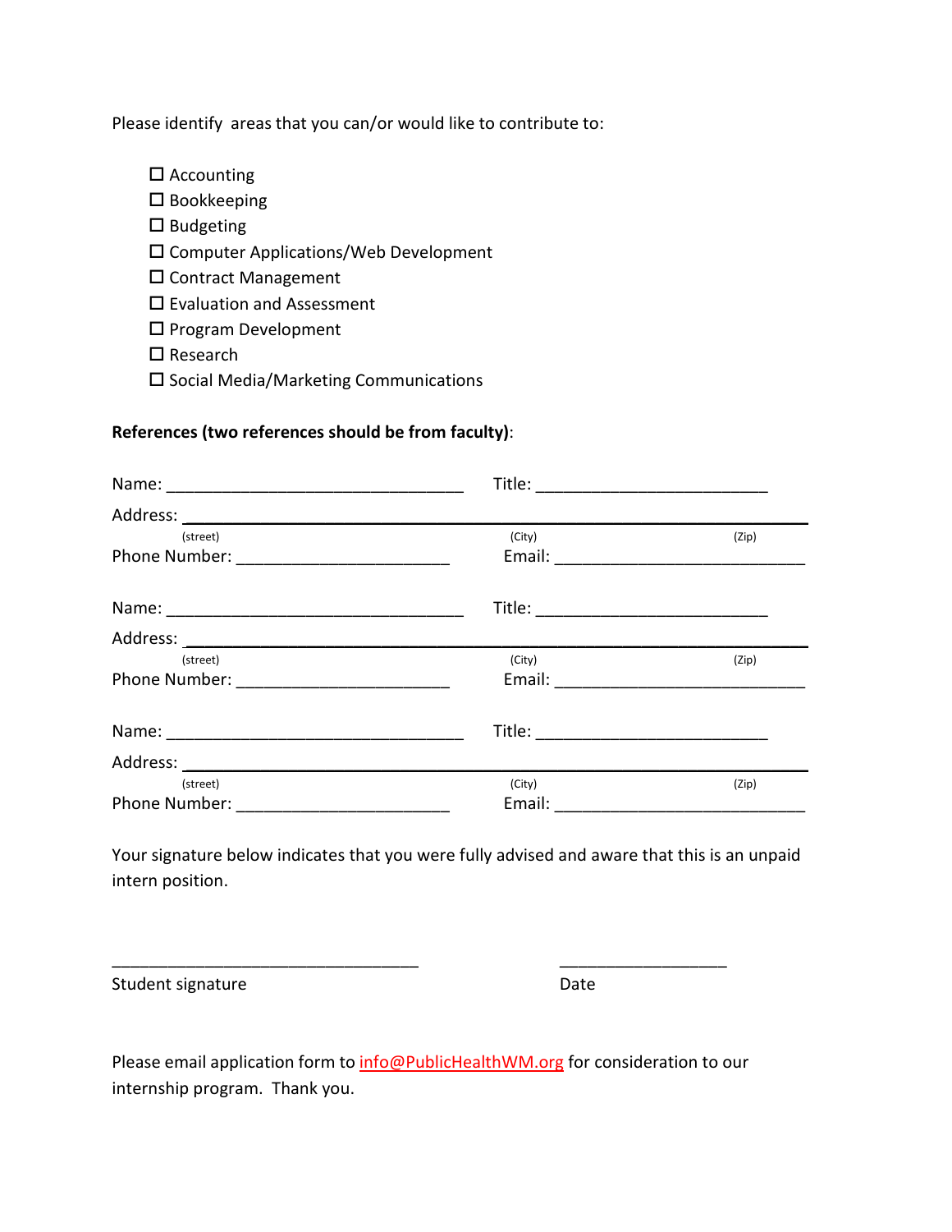Please identify areas that you can/or would like to contribute to:

- ☐ Accounting
- ☐ Bookkeeping
- ☐ Budgeting
- ☐ Computer Applications/Web Development
- ☐ Contract Management
- ☐ Evaluation and Assessment
- ☐ Program Development
- ☐ Research
- ☐ Social Media/Marketing Communications

**References (two references should be from faculty)**:

Name: _______________________________ Title: ________________________

Address: ____________________________________________________________

(street) (City) (Zip)

Phone Number: ______________________ Email: __________________________

Name: _______________________________ Title: ________________________

Address: ____________________________________________________________

(street) (City) (Zip)

Phone Number: ______________________ Email: __________________________

Name: _______________________________ Title: ________________________

Address: ____________________________________________________________

(street) (City) (Zip)

Phone Number: ______________________ Email: __________________________

Your signature below indicates that you were fully advised and aware that this is an unpaid intern position.

_________________________________ _________________

Student signature Date

Please email application form to info@PublicHealthWM.org for consideration to our internship program. Thank you.